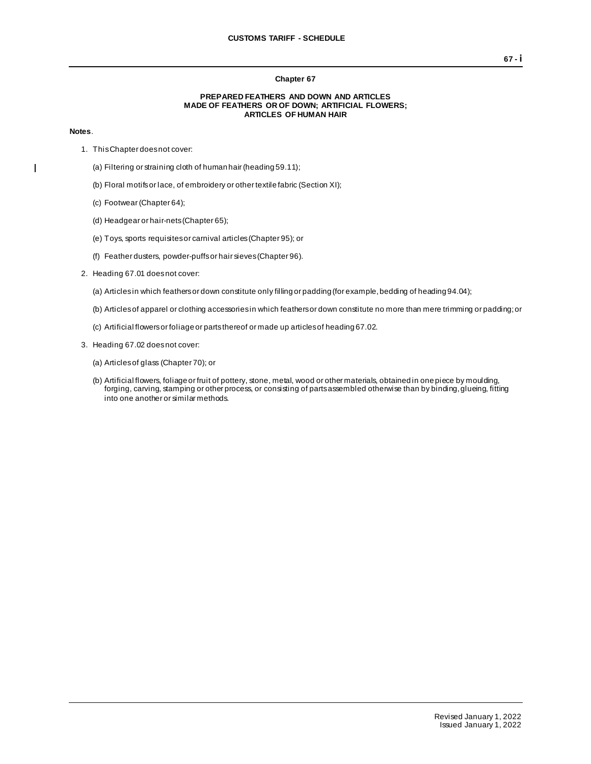## Chapter 67

### PREPARED FEATHERS AND DOWN AND ARTICLES MADE OF FEATHERS OR OF DOWN; ARTIFICIAL FLOWERS; ARTICLES OF HUMAN HAIR

**Notes**.

1. This Chapter does not cover:

   (a) Filtering or straining cloth of human hair (heading 59.11);

   (b) Floral motifs or lace, of embroidery or other textile fabric (Section XI);

   (c) Footwear (Chapter 64);

   (d) Headgear or hair-nets (Chapter 65);

   (e) Toys, sports requisites or carnival articles (Chapter 95); or

   (f) Feather dusters, powder-puffs or hair sieves (Chapter 96).

2. Heading 67.01 does not cover:

   (a) Articles in which feathers or down constitute only filling or padding (for example, bedding of heading 94.04);

   (b) Articles of apparel or clothing accessories in which feathers or down constitute no more than mere trimming or padding; or

   (c) Artificial flowers or foliage or parts thereof or made up articles of heading 67.02.

3. Heading 67.02 does not cover:

   (a) Articles of glass (Chapter 70); or

   (b) Artificial flowers, foliage or fruit of pottery, stone, metal, wood or other materials, obtained in one piece by moulding, forging, carving, stamping or other process, or consisting of parts assembled otherwise than by binding, glueing, fitting into one another or similar methods.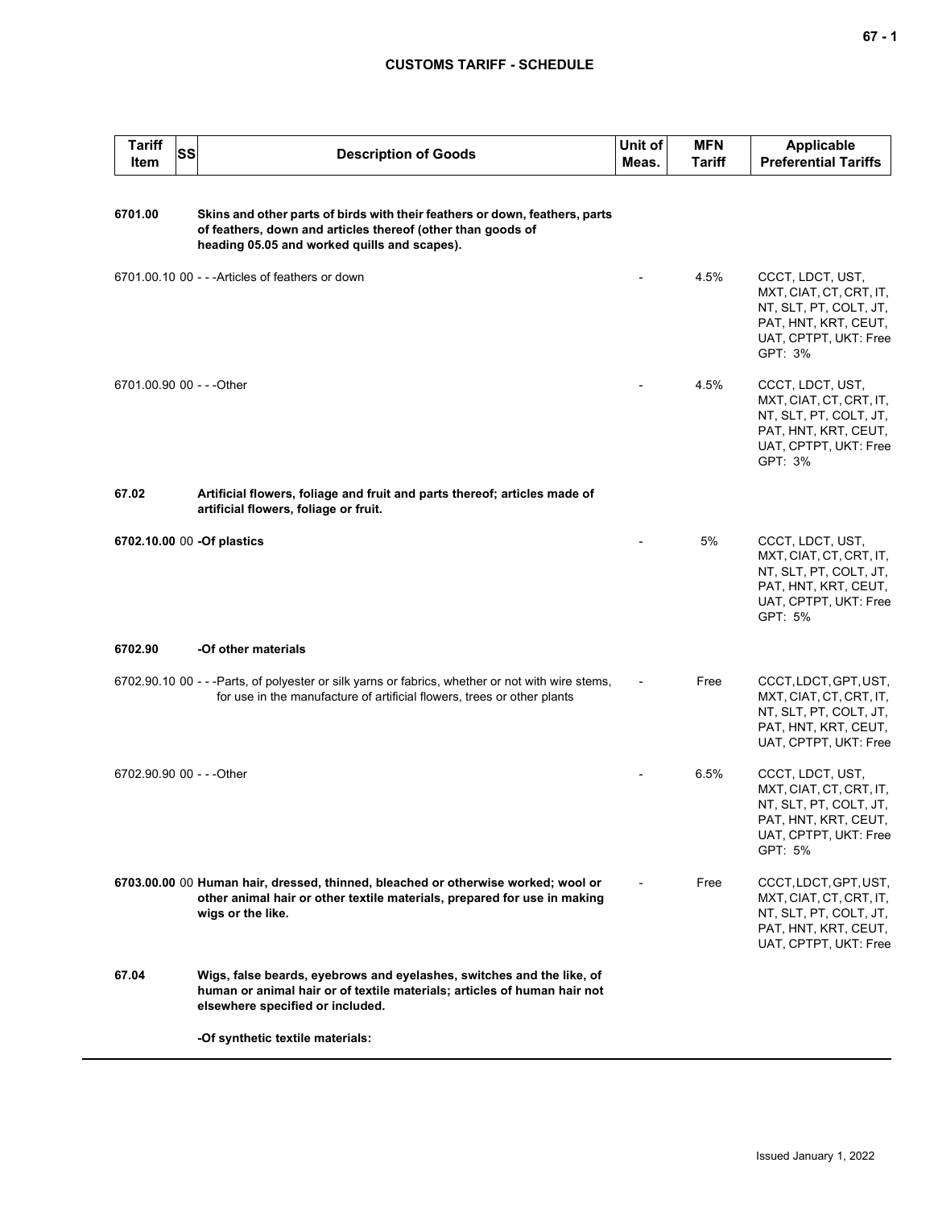| Tariff Item | SS | Description of Goods | Unit of Meas. | MFN Tariff | Applicable Preferential Tariffs |
|---|---|---|---|---|---|
| **6701.00** | | **Skins and other parts of birds with their feathers or down, feathers, parts of feathers, down and articles thereof (other than goods of heading 05.05 and worked quills and scapes).** | | | |
| 6701.00.10 | 00 | - - -Articles of feathers or down | - | 4.5% | CCCT, LDCT, UST, MXT, CIAT, CT, CRT, IT, NT, SLT, PT, COLT, JT, PAT, HNT, KRT, CEUT, UAT, CPTPT, UKT: Free GPT: 3% |
| 6701.00.90 | 00 | - - -Other | - | 4.5% | CCCT, LDCT, UST, MXT, CIAT, CT, CRT, IT, NT, SLT, PT, COLT, JT, PAT, HNT, KRT, CEUT, UAT, CPTPT, UKT: Free GPT: 3% |
| **67.02** | | **Artificial flowers, foliage and fruit and parts thereof; articles made of artificial flowers, foliage or fruit.** | | | |
| **6702.10.00** | 00 | **-Of plastics** | - | 5% | CCCT, LDCT, UST, MXT, CIAT, CT, CRT, IT, NT, SLT, PT, COLT, JT, PAT, HNT, KRT, CEUT, UAT, CPTPT, UKT: Free GPT: 5% |
| **6702.90** | | **-Of other materials** | | | |
| 6702.90.10 | 00 | - - -Parts, of polyester or silk yarns or fabrics, whether or not with wire stems, for use in the manufacture of artificial flowers, trees or other plants | - | Free | CCCT, LDCT, GPT, UST, MXT, CIAT, CT, CRT, IT, NT, SLT, PT, COLT, JT, PAT, HNT, KRT, CEUT, UAT, CPTPT, UKT: Free |
| 6702.90.90 | 00 | - - -Other | - | 6.5% | CCCT, LDCT, UST, MXT, CIAT, CT, CRT, IT, NT, SLT, PT, COLT, JT, PAT, HNT, KRT, CEUT, UAT, CPTPT, UKT: Free GPT: 5% |
| **6703.00.00** | 00 | **Human hair, dressed, thinned, bleached or otherwise worked; wool or other animal hair or other textile materials, prepared for use in making wigs or the like.** | - | Free | CCCT, LDCT, GPT, UST, MXT, CIAT, CT, CRT, IT, NT, SLT, PT, COLT, JT, PAT, HNT, KRT, CEUT, UAT, CPTPT, UKT: Free |
| **67.04** | | **Wigs, false beards, eyebrows and eyelashes, switches and the like, of human or animal hair or of textile materials; articles of human hair not elsewhere specified or included.** | | | |
| | | **-Of synthetic textile materials:** | | | |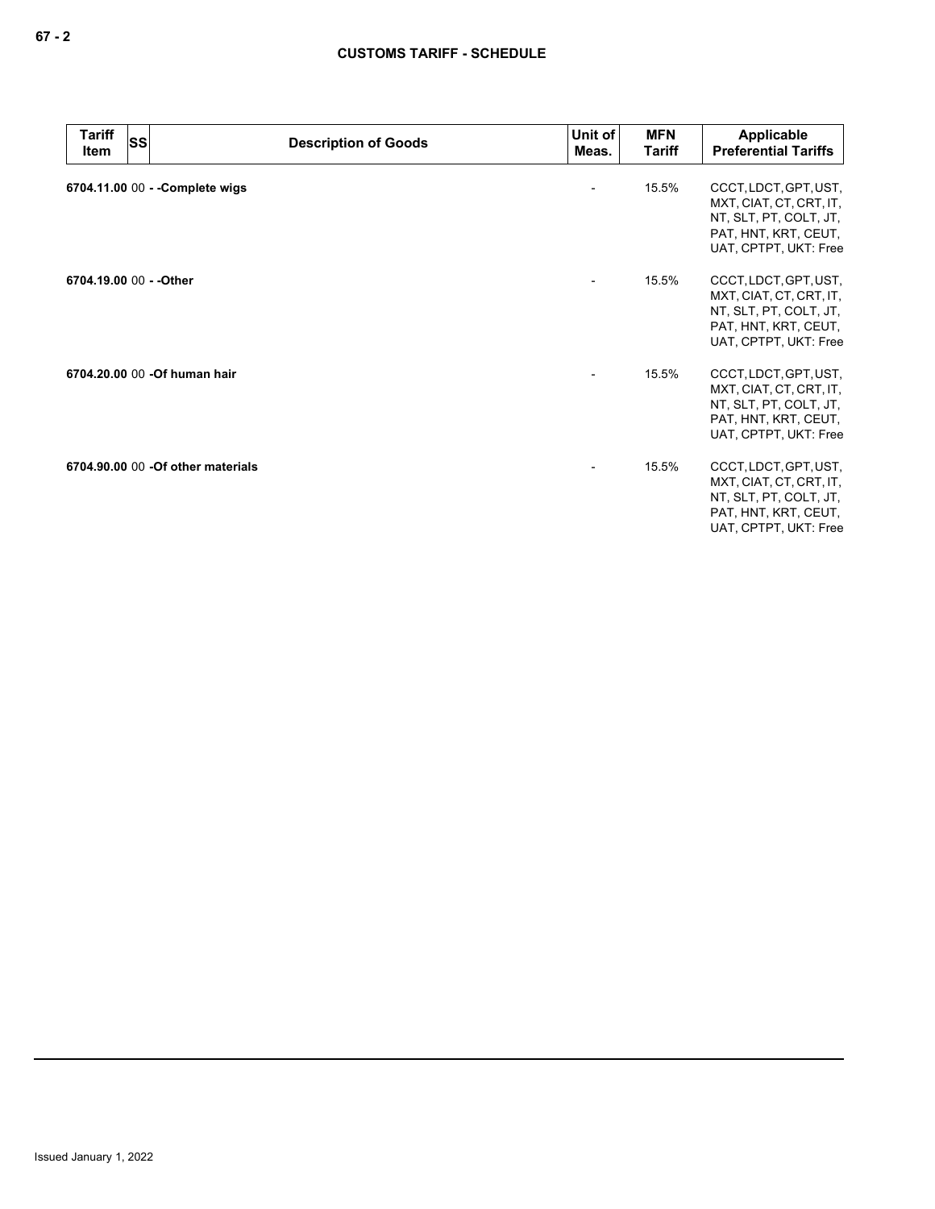| Tariff Item | SS | Description of Goods | Unit of Meas. | MFN Tariff | Applicable Preferential Tariffs |
|---|---|---|---|---|---|
| 6704.11.00 | 00 | - -Complete wigs | - | 15.5% | CCCT, LDCT, GPT, UST, MXT, CIAT, CT, CRT, IT, NT, SLT, PT, COLT, JT, PAT, HNT, KRT, CEUT, UAT, CPTPT, UKT: Free |
| 6704.19.00 | 00 | - -Other | - | 15.5% | CCCT, LDCT, GPT, UST, MXT, CIAT, CT, CRT, IT, NT, SLT, PT, COLT, JT, PAT, HNT, KRT, CEUT, UAT, CPTPT, UKT: Free |
| 6704.20.00 | 00 | -Of human hair | - | 15.5% | CCCT, LDCT, GPT, UST, MXT, CIAT, CT, CRT, IT, NT, SLT, PT, COLT, JT, PAT, HNT, KRT, CEUT, UAT, CPTPT, UKT: Free |
| 6704.90.00 | 00 | -Of other materials | - | 15.5% | CCCT, LDCT, GPT, UST, MXT, CIAT, CT, CRT, IT, NT, SLT, PT, COLT, JT, PAT, HNT, KRT, CEUT, UAT, CPTPT, UKT: Free |